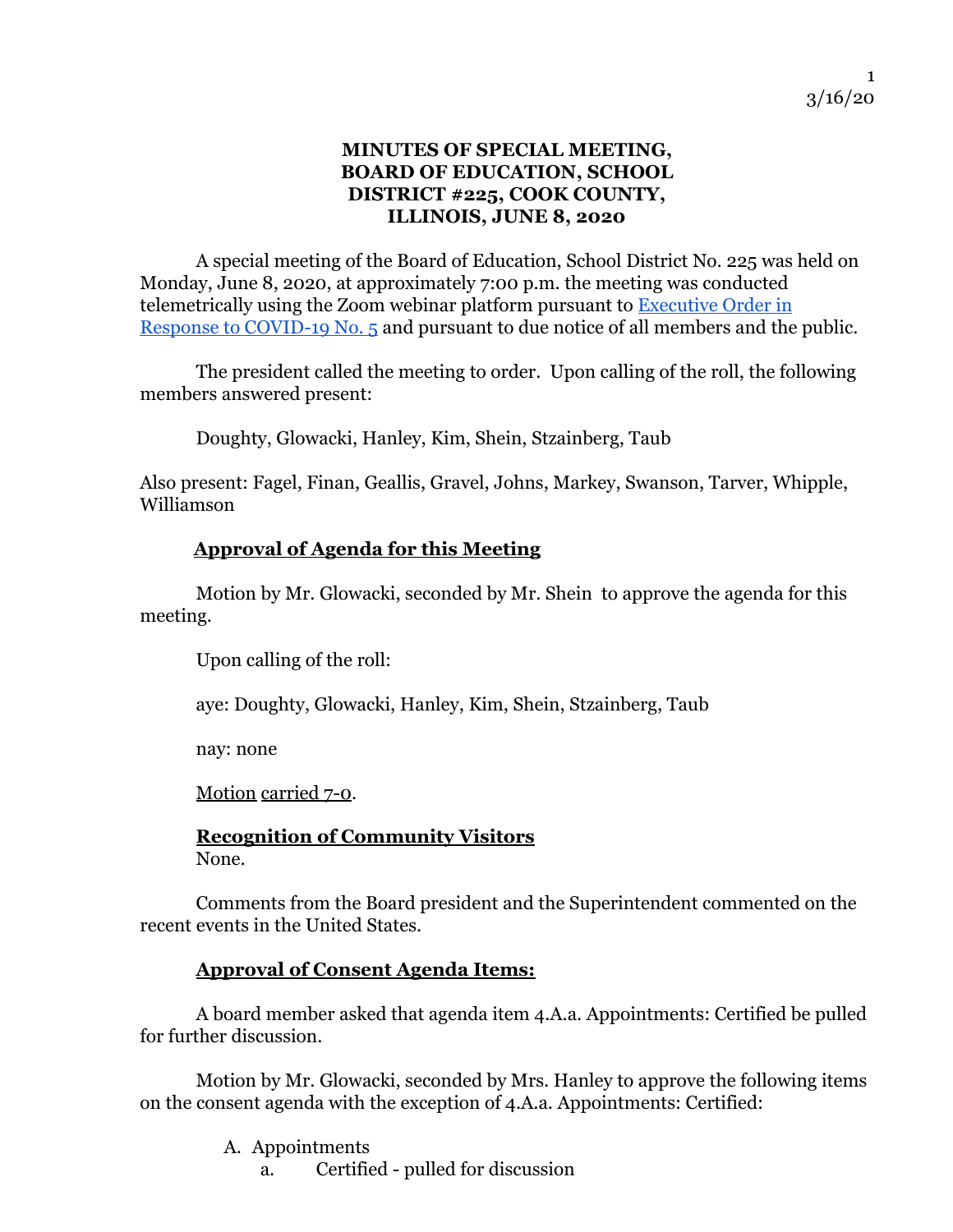# MINUTES OF SPECIAL MEETING, BOARD OF EDUCATION, SCHOOL DISTRICT #225, COOK COUNTY, ILLINOIS, JUNE 8, 2020

A special meeting of the Board of Education, School District No. 225 was held on Monday, June 8, 2020, at approximately 7:00 p.m. the meeting was conducted telemetrically using the Zoom webinar platform pursuant to [Executive Order in Response to COVID-19 No. 5] and pursuant to due notice of all members and the public.

The president called the meeting to order. Upon calling of the roll, the following members answered present:

Doughty, Glowacki, Hanley, Kim, Shein, Stzainberg, Taub

Also present: Fagel, Finan, Geallis, Gravel, Johns, Markey, Swanson, Tarver, Whipple, Williamson

## Approval of Agenda for this Meeting

Motion by Mr. Glowacki, seconded by Mr. Shein to approve the agenda for this meeting.

Upon calling of the roll:

aye: Doughty, Glowacki, Hanley, Kim, Shein, Stzainberg, Taub

nay: none

Motion carried 7-0.

## Recognition of Community Visitors

None.

Comments from the Board president and the Superintendent commented on the recent events in the United States.

## Approval of Consent Agenda Items:

A board member asked that agenda item 4.A.a. Appointments: Certified be pulled for further discussion.

Motion by Mr. Glowacki, seconded by Mrs. Hanley to approve the following items on the consent agenda with the exception of 4.A.a. Appointments: Certified:

A. Appointments
   a. Certified - pulled for discussion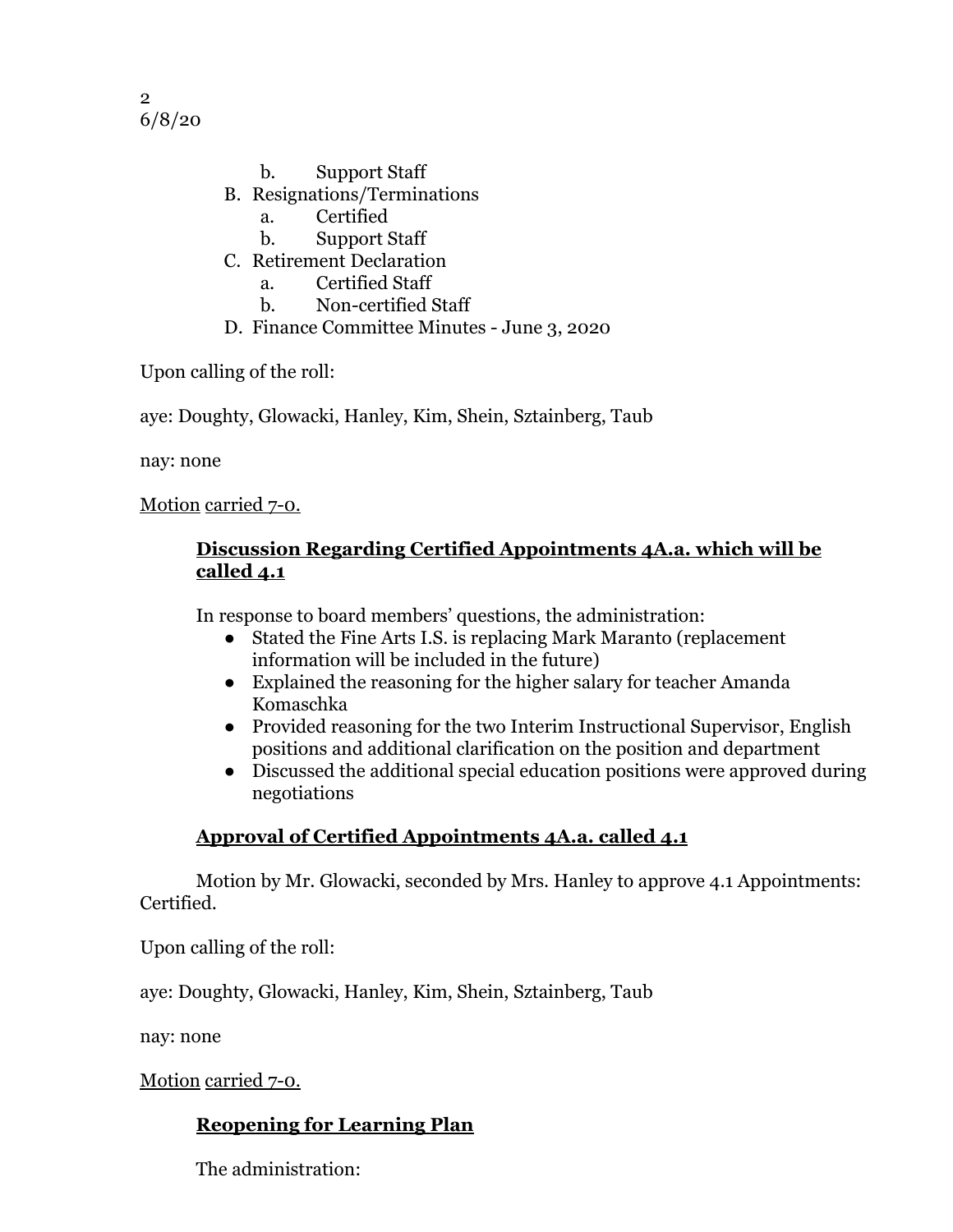b. Support Staff

B. Resignations/Terminations
   a. Certified
   b. Support Staff

C. Retirement Declaration
   a. Certified Staff
   b. Non-certified Staff

D. Finance Committee Minutes - June 3, 2020

Upon calling of the roll:

aye: Doughty, Glowacki, Hanley, Kim, Shein, Sztainberg, Taub

nay: none

Motion carried 7-0.

**Discussion Regarding Certified Appointments 4A.a. which will be called 4.1**

In response to board members' questions, the administration:

- Stated the Fine Arts I.S. is replacing Mark Maranto (replacement information will be included in the future)
- Explained the reasoning for the higher salary for teacher Amanda Komaschka
- Provided reasoning for the two Interim Instructional Supervisor, English positions and additional clarification on the position and department
- Discussed the additional special education positions were approved during negotiations

**Approval of Certified Appointments 4A.a. called 4.1**

Motion by Mr. Glowacki, seconded by Mrs. Hanley to approve 4.1 Appointments: Certified.

Upon calling of the roll:

aye: Doughty, Glowacki, Hanley, Kim, Shein, Sztainberg, Taub

nay: none

Motion carried 7-0.

**Reopening for Learning Plan**

The administration: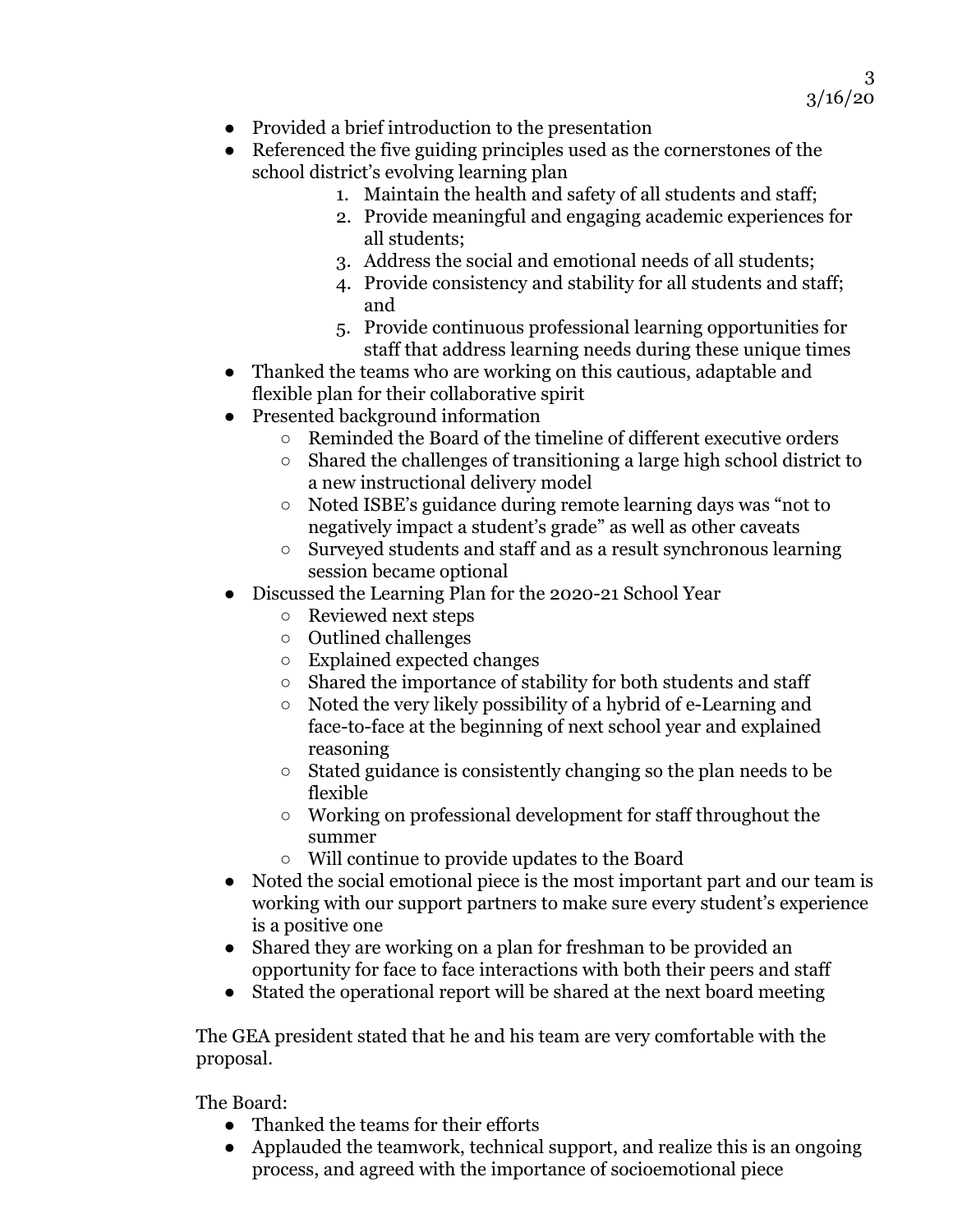- Provided a brief introduction to the presentation
- Referenced the five guiding principles used as the cornerstones of the school district's evolving learning plan
    1. Maintain the health and safety of all students and staff;
    2. Provide meaningful and engaging academic experiences for all students;
    3. Address the social and emotional needs of all students;
    4. Provide consistency and stability for all students and staff; and
    5. Provide continuous professional learning opportunities for staff that address learning needs during these unique times
- Thanked the teams who are working on this cautious, adaptable and flexible plan for their collaborative spirit
- Presented background information
    - Reminded the Board of the timeline of different executive orders
    - Shared the challenges of transitioning a large high school district to a new instructional delivery model
    - Noted ISBE's guidance during remote learning days was "not to negatively impact a student's grade" as well as other caveats
    - Surveyed students and staff and as a result synchronous learning session became optional
- Discussed the Learning Plan for the 2020-21 School Year
    - Reviewed next steps
    - Outlined challenges
    - Explained expected changes
    - Shared the importance of stability for both students and staff
    - Noted the very likely possibility of a hybrid of e-Learning and face-to-face at the beginning of next school year and explained reasoning
    - Stated guidance is consistently changing so the plan needs to be flexible
    - Working on professional development for staff throughout the summer
    - Will continue to provide updates to the Board
- Noted the social emotional piece is the most important part and our team is working with our support partners to make sure every student's experience is a positive one
- Shared they are working on a plan for freshman to be provided an opportunity for face to face interactions with both their peers and staff
- Stated the operational report will be shared at the next board meeting

The GEA president stated that he and his team are very comfortable with the proposal.

The Board:

- Thanked the teams for their efforts
- Applauded the teamwork, technical support, and realize this is an ongoing process, and agreed with the importance of socioemotional piece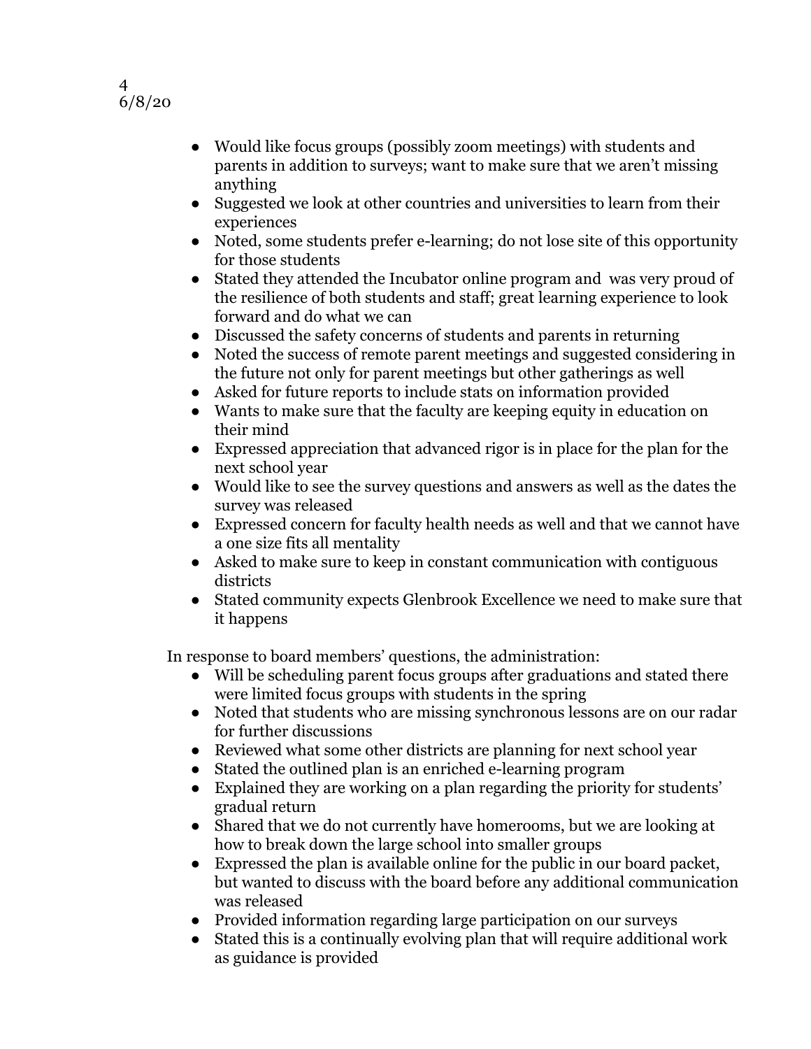- Would like focus groups (possibly zoom meetings) with students and parents in addition to surveys; want to make sure that we aren't missing anything
- Suggested we look at other countries and universities to learn from their experiences
- Noted, some students prefer e-learning; do not lose site of this opportunity for those students
- Stated they attended the Incubator online program and was very proud of the resilience of both students and staff; great learning experience to look forward and do what we can
- Discussed the safety concerns of students and parents in returning
- Noted the success of remote parent meetings and suggested considering in the future not only for parent meetings but other gatherings as well
- Asked for future reports to include stats on information provided
- Wants to make sure that the faculty are keeping equity in education on their mind
- Expressed appreciation that advanced rigor is in place for the plan for the next school year
- Would like to see the survey questions and answers as well as the dates the survey was released
- Expressed concern for faculty health needs as well and that we cannot have a one size fits all mentality
- Asked to make sure to keep in constant communication with contiguous districts
- Stated community expects Glenbrook Excellence we need to make sure that it happens

In response to board members' questions, the administration:

- Will be scheduling parent focus groups after graduations and stated there were limited focus groups with students in the spring
- Noted that students who are missing synchronous lessons are on our radar for further discussions
- Reviewed what some other districts are planning for next school year
- Stated the outlined plan is an enriched e-learning program
- Explained they are working on a plan regarding the priority for students' gradual return
- Shared that we do not currently have homerooms, but we are looking at how to break down the large school into smaller groups
- Expressed the plan is available online for the public in our board packet, but wanted to discuss with the board before any additional communication was released
- Provided information regarding large participation on our surveys
- Stated this is a continually evolving plan that will require additional work as guidance is provided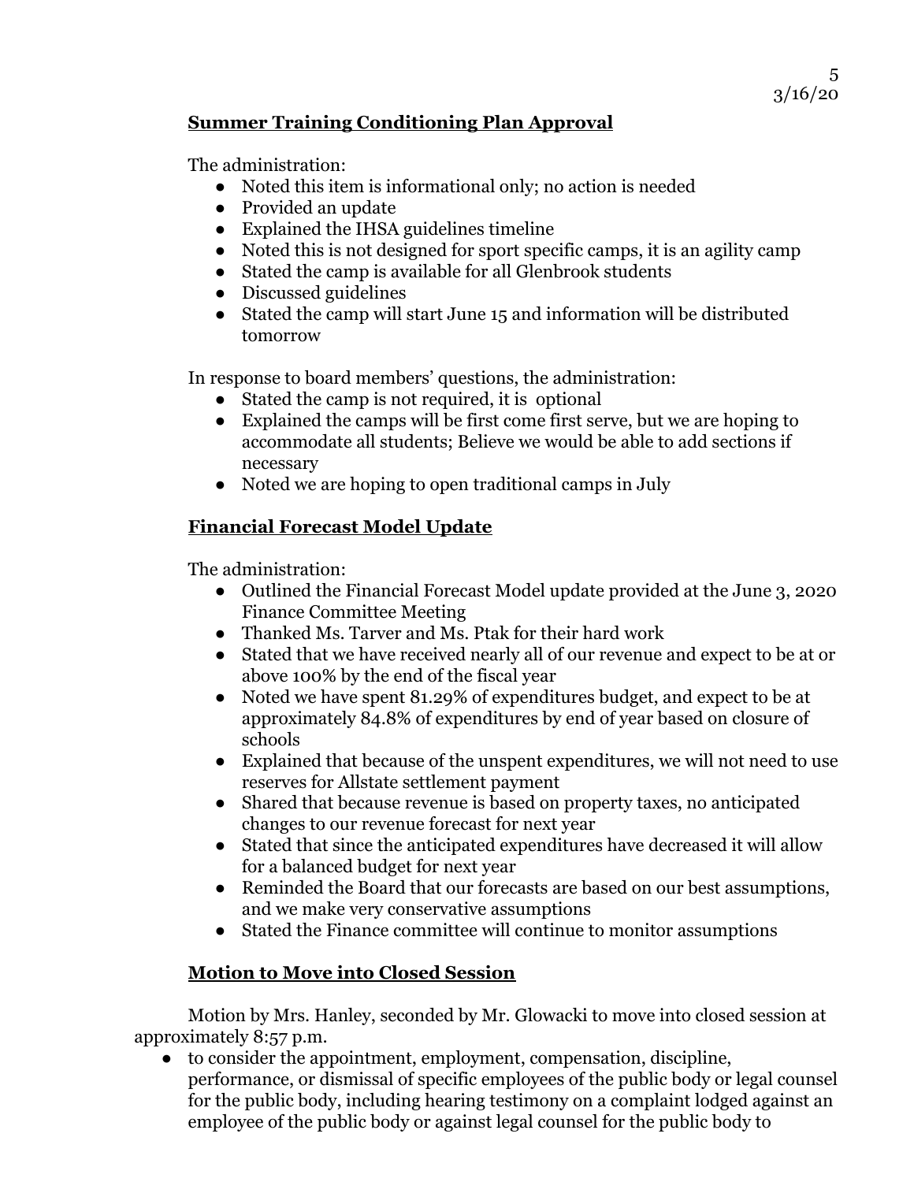## Summer Training Conditioning Plan Approval

The administration:

- Noted this item is informational only; no action is needed
- Provided an update
- Explained the IHSA guidelines timeline
- Noted this is not designed for sport specific camps, it is an agility camp
- Stated the camp is available for all Glenbrook students
- Discussed guidelines
- Stated the camp will start June 15 and information will be distributed tomorrow

In response to board members' questions, the administration:

- Stated the camp is not required, it is optional
- Explained the camps will be first come first serve, but we are hoping to accommodate all students; Believe we would be able to add sections if necessary
- Noted we are hoping to open traditional camps in July

## Financial Forecast Model Update

The administration:

- Outlined the Financial Forecast Model update provided at the June 3, 2020 Finance Committee Meeting
- Thanked Ms. Tarver and Ms. Ptak for their hard work
- Stated that we have received nearly all of our revenue and expect to be at or above 100% by the end of the fiscal year
- Noted we have spent 81.29% of expenditures budget, and expect to be at approximately 84.8% of expenditures by end of year based on closure of schools
- Explained that because of the unspent expenditures, we will not need to use reserves for Allstate settlement payment
- Shared that because revenue is based on property taxes, no anticipated changes to our revenue forecast for next year
- Stated that since the anticipated expenditures have decreased it will allow for a balanced budget for next year
- Reminded the Board that our forecasts are based on our best assumptions, and we make very conservative assumptions
- Stated the Finance committee will continue to monitor assumptions

## Motion to Move into Closed Session

Motion by Mrs. Hanley, seconded by Mr. Glowacki to move into closed session at approximately 8:57 p.m.

- to consider the appointment, employment, compensation, discipline, performance, or dismissal of specific employees of the public body or legal counsel for the public body, including hearing testimony on a complaint lodged against an employee of the public body or against legal counsel for the public body to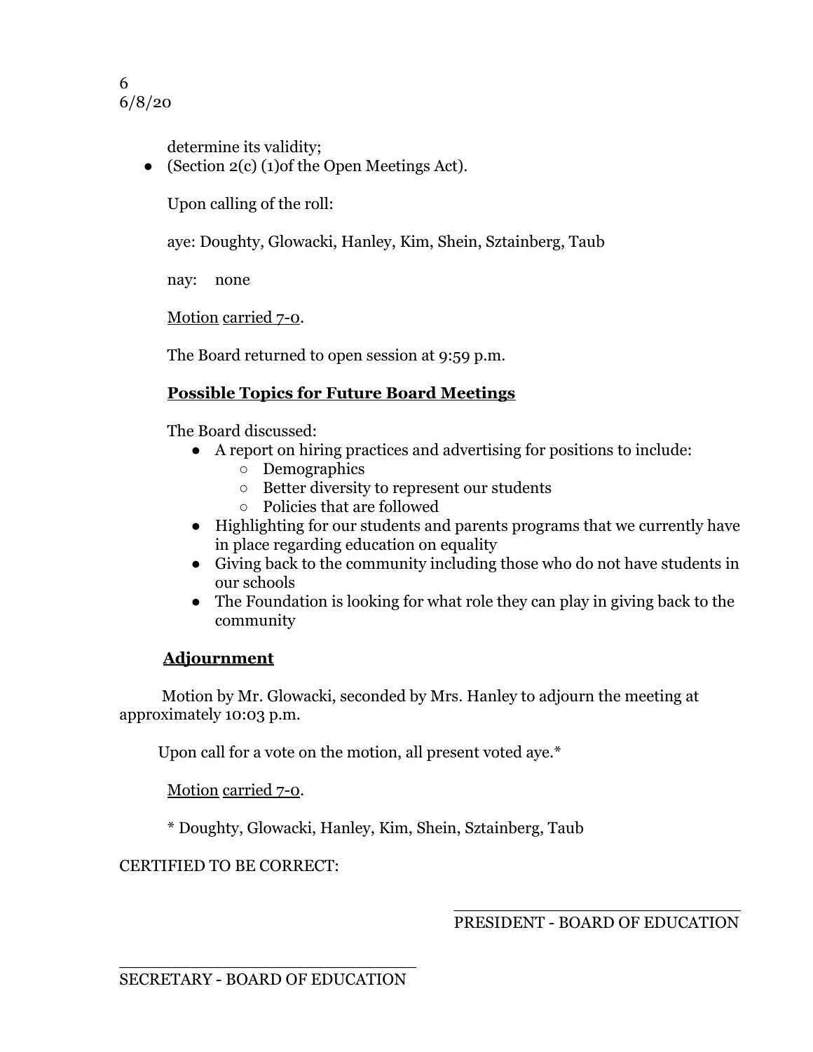determine its validity;

- (Section 2(c) (1)of the Open Meetings Act).

Upon calling of the roll:

aye: Doughty, Glowacki, Hanley, Kim, Shein, Sztainberg, Taub

nay: none

Motion carried 7-0.

The Board returned to open session at 9:59 p.m.

**Possible Topics for Future Board Meetings**

The Board discussed:

- A report on hiring practices and advertising for positions to include:
  - Demographics
  - Better diversity to represent our students
  - Policies that are followed
- Highlighting for our students and parents programs that we currently have in place regarding education on equality
- Giving back to the community including those who do not have students in our schools
- The Foundation is looking for what role they can play in giving back to the community

**Adjournment**

Motion by Mr. Glowacki, seconded by Mrs. Hanley to adjourn the meeting at approximately 10:03 p.m.

Upon call for a vote on the motion, all present voted aye.*

Motion carried 7-0.

* Doughty, Glowacki, Hanley, Kim, Shein, Sztainberg, Taub

CERTIFIED TO BE CORRECT:

\_\_\_\_\_\_\_\_\_\_\_\_\_\_\_\_\_\_\_\_\_\_\_\_\_\_\_\_\_\_\_\_
PRESIDENT - BOARD OF EDUCATION

\_\_\_\_\_\_\_\_\_\_\_\_\_\_\_\_\_\_\_\_\_\_\_\_\_\_\_\_\_\_\_\_
SECRETARY - BOARD OF EDUCATION